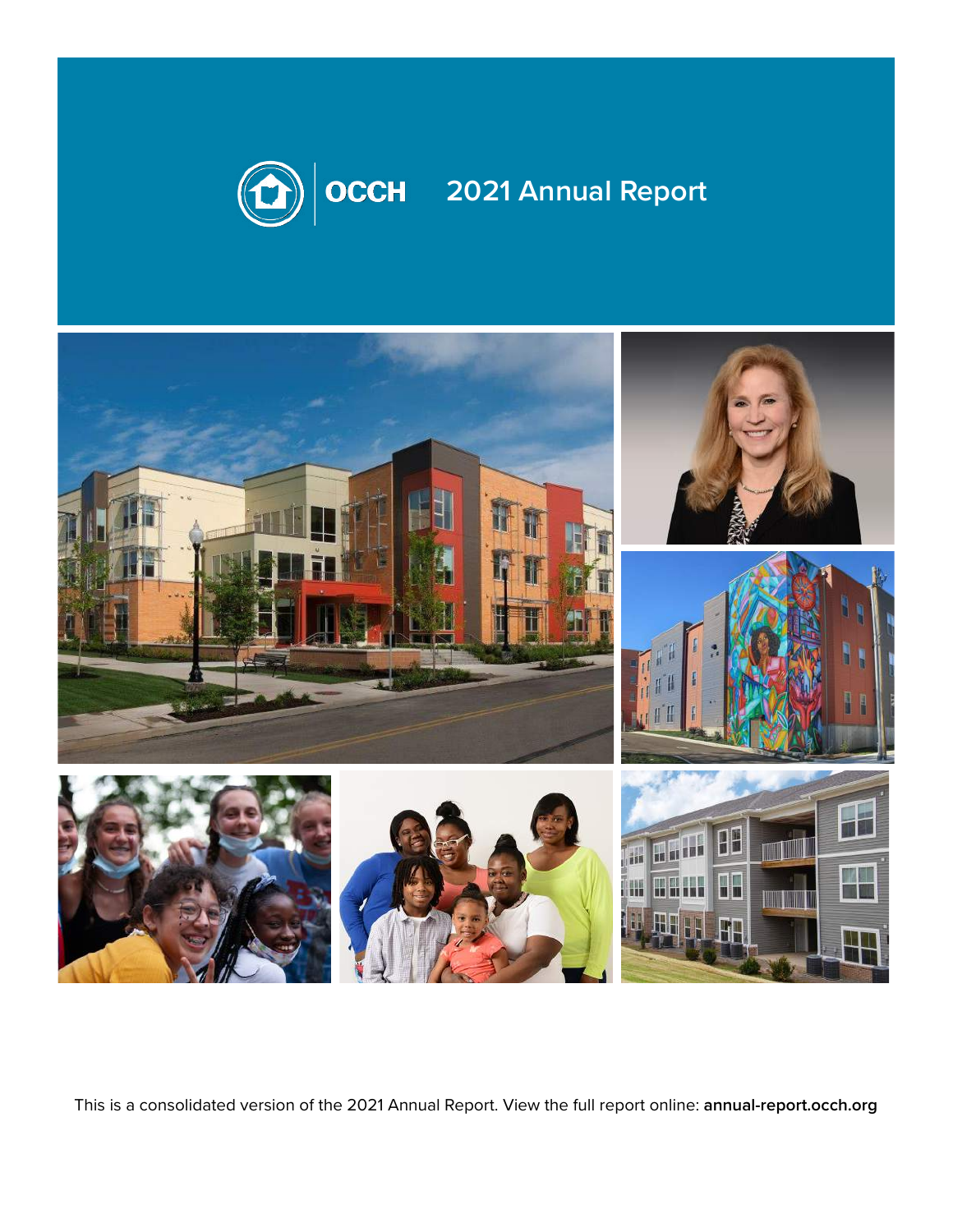# OCCH 2021 Annual Report

This is a consolidated version of the 2021 Annual Report. View the full report online: **annual-report.occh.org**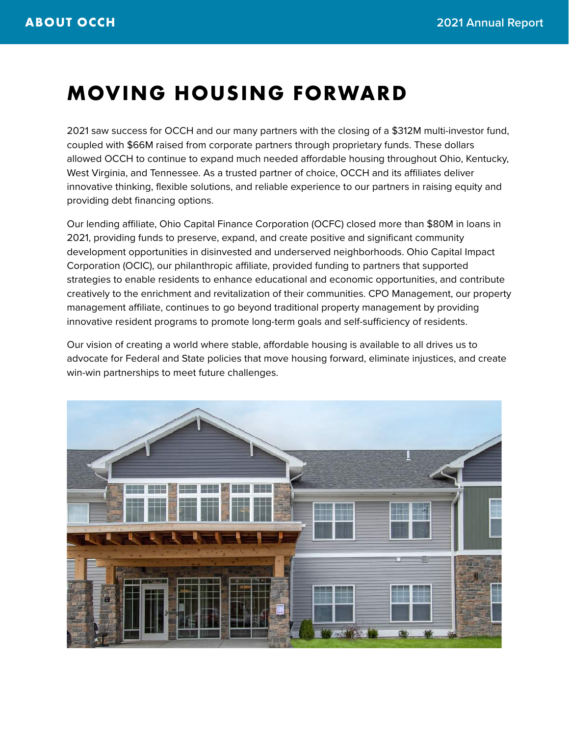# MOVING HOUSING FORWARD

2021 saw success for OCCH and our many partners with the closing of a $312M multi-investor fund, coupled with $66M raised from corporate partners through proprietary funds. These dollars allowed OCCH to continue to expand much needed affordable housing throughout Ohio, Kentucky, West Virginia, and Tennessee. As a trusted partner of choice, OCCH and its affiliates deliver innovative thinking, flexible solutions, and reliable experience to our partners in raising equity and providing debt financing options.

Our lending affiliate, Ohio Capital Finance Corporation (OCFC) closed more than $80M in loans in 2021, providing funds to preserve, expand, and create positive and significant community development opportunities in disinvested and underserved neighborhoods. Ohio Capital Impact Corporation (OCIC), our philanthropic affiliate, provided funding to partners that supported strategies to enable residents to enhance educational and economic opportunities, and contribute creatively to the enrichment and revitalization of their communities. CPO Management, our property management affiliate, continues to go beyond traditional property management by providing innovative resident programs to promote long-term goals and self-sufficiency of residents.

Our vision of creating a world where stable, affordable housing is available to all drives us to advocate for Federal and State policies that move housing forward, eliminate injustices, and create win-win partnerships to meet future challenges.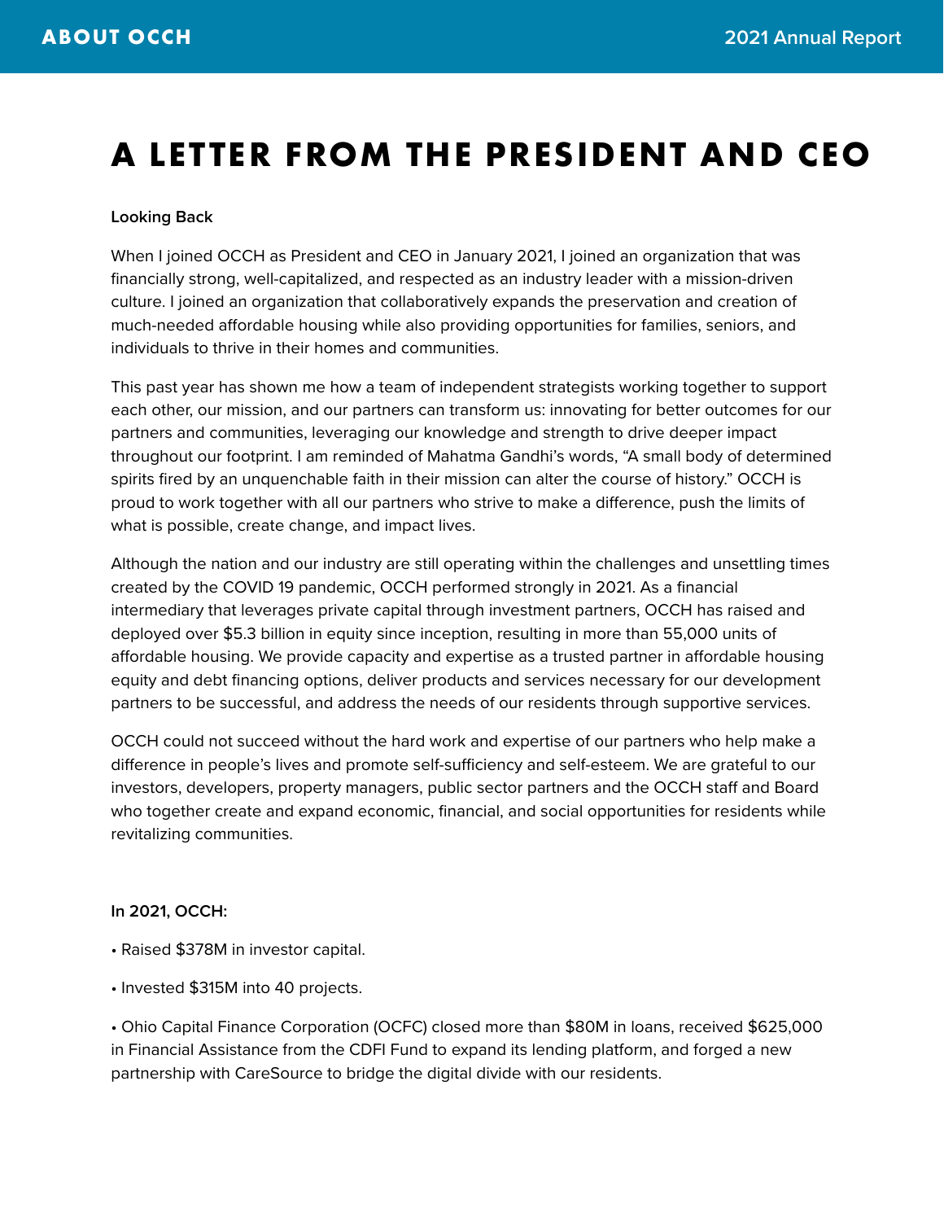# A LETTER FROM THE PRESIDENT AND CEO

**Looking Back**

When I joined OCCH as President and CEO in January 2021, I joined an organization that was financially strong, well-capitalized, and respected as an industry leader with a mission-driven culture. I joined an organization that collaboratively expands the preservation and creation of much-needed affordable housing while also providing opportunities for families, seniors, and individuals to thrive in their homes and communities.

This past year has shown me how a team of independent strategists working together to support each other, our mission, and our partners can transform us: innovating for better outcomes for our partners and communities, leveraging our knowledge and strength to drive deeper impact throughout our footprint. I am reminded of Mahatma Gandhi's words, "A small body of determined spirits fired by an unquenchable faith in their mission can alter the course of history." OCCH is proud to work together with all our partners who strive to make a difference, push the limits of what is possible, create change, and impact lives.

Although the nation and our industry are still operating within the challenges and unsettling times created by the COVID 19 pandemic, OCCH performed strongly in 2021. As a financial intermediary that leverages private capital through investment partners, OCCH has raised and deployed over $5.3 billion in equity since inception, resulting in more than 55,000 units of affordable housing. We provide capacity and expertise as a trusted partner in affordable housing equity and debt financing options, deliver products and services necessary for our development partners to be successful, and address the needs of our residents through supportive services.

OCCH could not succeed without the hard work and expertise of our partners who help make a difference in people's lives and promote self-sufficiency and self-esteem. We are grateful to our investors, developers, property managers, public sector partners and the OCCH staff and Board who together create and expand economic, financial, and social opportunities for residents while revitalizing communities.

**In 2021, OCCH:**

- Raised $378M in investor capital.
- Invested $315M into 40 projects.
- Ohio Capital Finance Corporation (OCFC) closed more than $80M in loans, received $625,000 in Financial Assistance from the CDFI Fund to expand its lending platform, and forged a new partnership with CareSource to bridge the digital divide with our residents.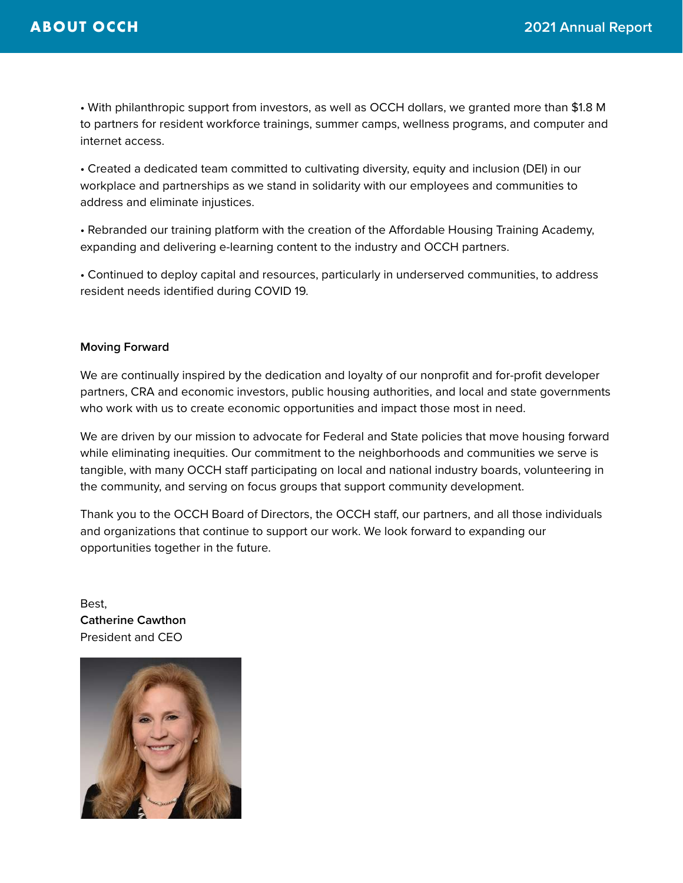• With philanthropic support from investors, as well as OCCH dollars, we granted more than $1.8 M to partners for resident workforce trainings, summer camps, wellness programs, and computer and internet access.

• Created a dedicated team committed to cultivating diversity, equity and inclusion (DEI) in our workplace and partnerships as we stand in solidarity with our employees and communities to address and eliminate injustices.

• Rebranded our training platform with the creation of the Affordable Housing Training Academy, expanding and delivering e-learning content to the industry and OCCH partners.

• Continued to deploy capital and resources, particularly in underserved communities, to address resident needs identified during COVID 19.

**Moving Forward**

We are continually inspired by the dedication and loyalty of our nonprofit and for-profit developer partners, CRA and economic investors, public housing authorities, and local and state governments who work with us to create economic opportunities and impact those most in need.

We are driven by our mission to advocate for Federal and State policies that move housing forward while eliminating inequities. Our commitment to the neighborhoods and communities we serve is tangible, with many OCCH staff participating on local and national industry boards, volunteering in the community, and serving on focus groups that support community development.

Thank you to the OCCH Board of Directors, the OCCH staff, our partners, and all those individuals and organizations that continue to support our work. We look forward to expanding our opportunities together in the future.

Best,
**Catherine Cawthon**
President and CEO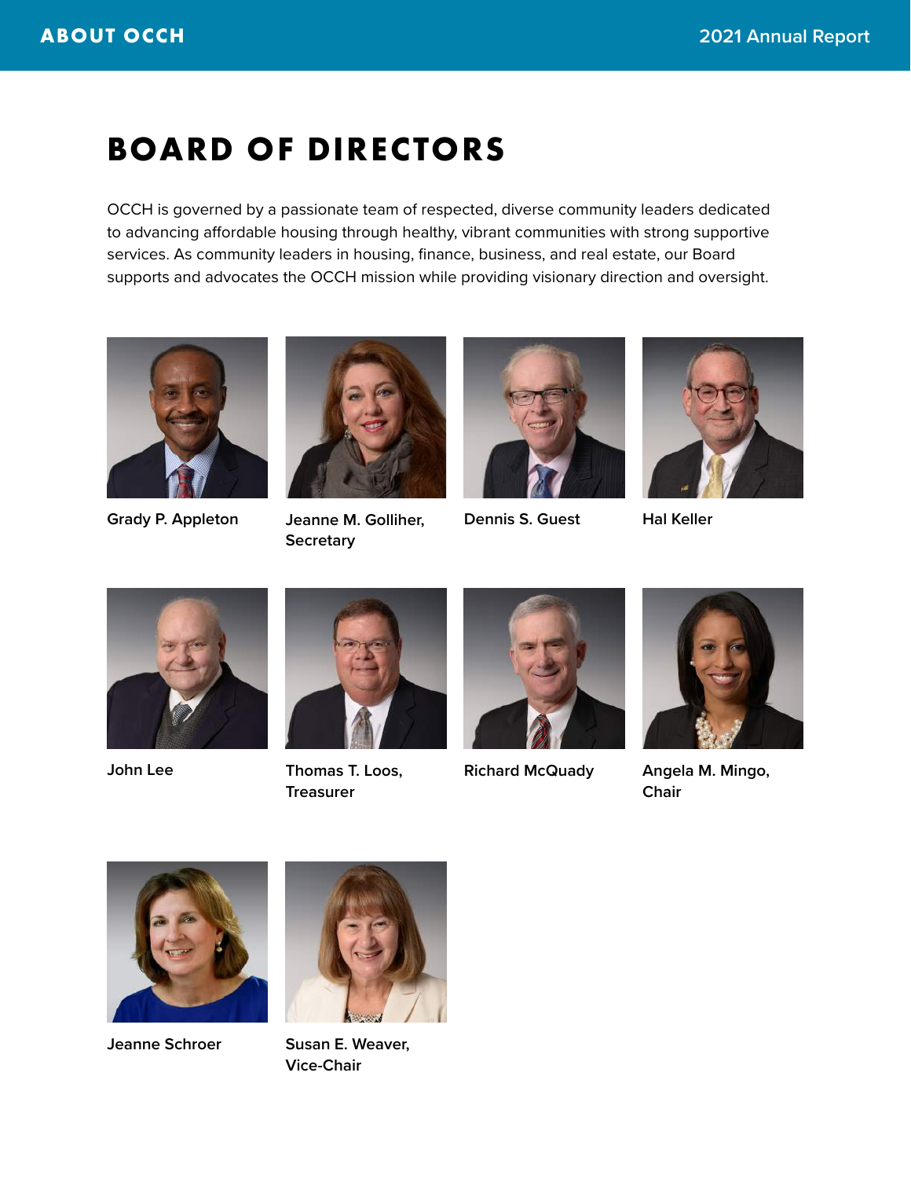# BOARD OF DIRECTORS

OCCH is governed by a passionate team of respected, diverse community leaders dedicated to advancing affordable housing through healthy, vibrant communities with strong supportive services. As community leaders in housing, finance, business, and real estate, our Board supports and advocates the OCCH mission while providing visionary direction and oversight.

Grady P. Appleton

Jeanne M. Golliher, Secretary

Dennis S. Guest

Hal Keller

John Lee

Thomas T. Loos, Treasurer

Richard McQuady

Angela M. Mingo, Chair

Jeanne Schroer

Susan E. Weaver, Vice-Chair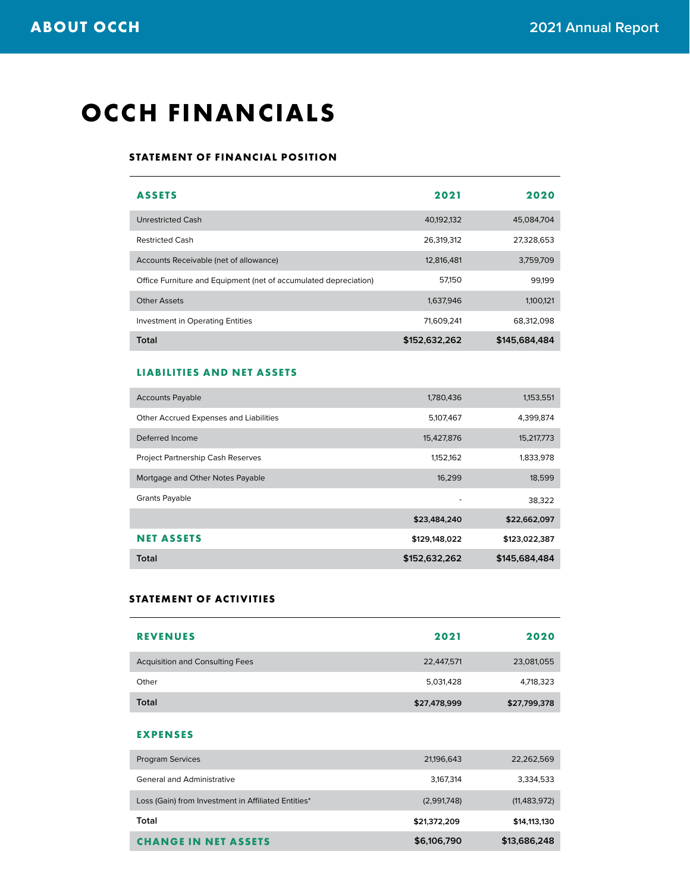# OCCH FINANCIALS

## STATEMENT OF FINANCIAL POSITION

| ASSETS | 2021 | 2020 |
|---|---|---|
| Unrestricted Cash | 40,192,132 | 45,084,704 |
| Restricted Cash | 26,319,312 | 27,328,653 |
| Accounts Receivable (net of allowance) | 12,816,481 | 3,759,709 |
| Office Furniture and Equipment (net of accumulated depreciation) | 57,150 | 99,199 |
| Other Assets | 1,637,946 | 1,100,121 |
| Investment in Operating Entities | 71,609,241 | 68,312,098 |
| **Total** | **$152,632,262** | **$145,684,484** |

| LIABILITIES AND NET ASSETS | 2021 | 2020 |
|---|---|---|
| Accounts Payable | 1,780,436 | 1,153,551 |
| Other Accrued Expenses and Liabilities | 5,107,467 | 4,399,874 |
| Deferred Income | 15,427,876 | 15,217,773 |
| Project Partnership Cash Reserves | 1,152,162 | 1,833,978 |
| Mortgage and Other Notes Payable | 16,299 | 18,599 |
| Grants Payable | - | 38,322 |
| | **$23,484,240** | **$22,662,097** |
| **NET ASSETS** | **$129,148,022** | **$123,022,387** |
| **Total** | **$152,632,262** | **$145,684,484** |

## STATEMENT OF ACTIVITIES

| REVENUES | 2021 | 2020 |
|---|---|---|
| Acquisition and Consulting Fees | 22,447,571 | 23,081,055 |
| Other | 5,031,428 | 4,718,323 |
| **Total** | **$27,478,999** | **$27,799,378** |

| EXPENSES | 2021 | 2020 |
|---|---|---|
| Program Services | 21,196,643 | 22,262,569 |
| General and Administrative | 3,167,314 | 3,334,533 |
| Loss (Gain) from Investment in Affiliated Entities* | (2,991,748) | (11,483,972) |
| **Total** | **$21,372,209** | **$14,113,130** |
| **CHANGE IN NET ASSETS** | **$6,106,790** | **$13,686,248** |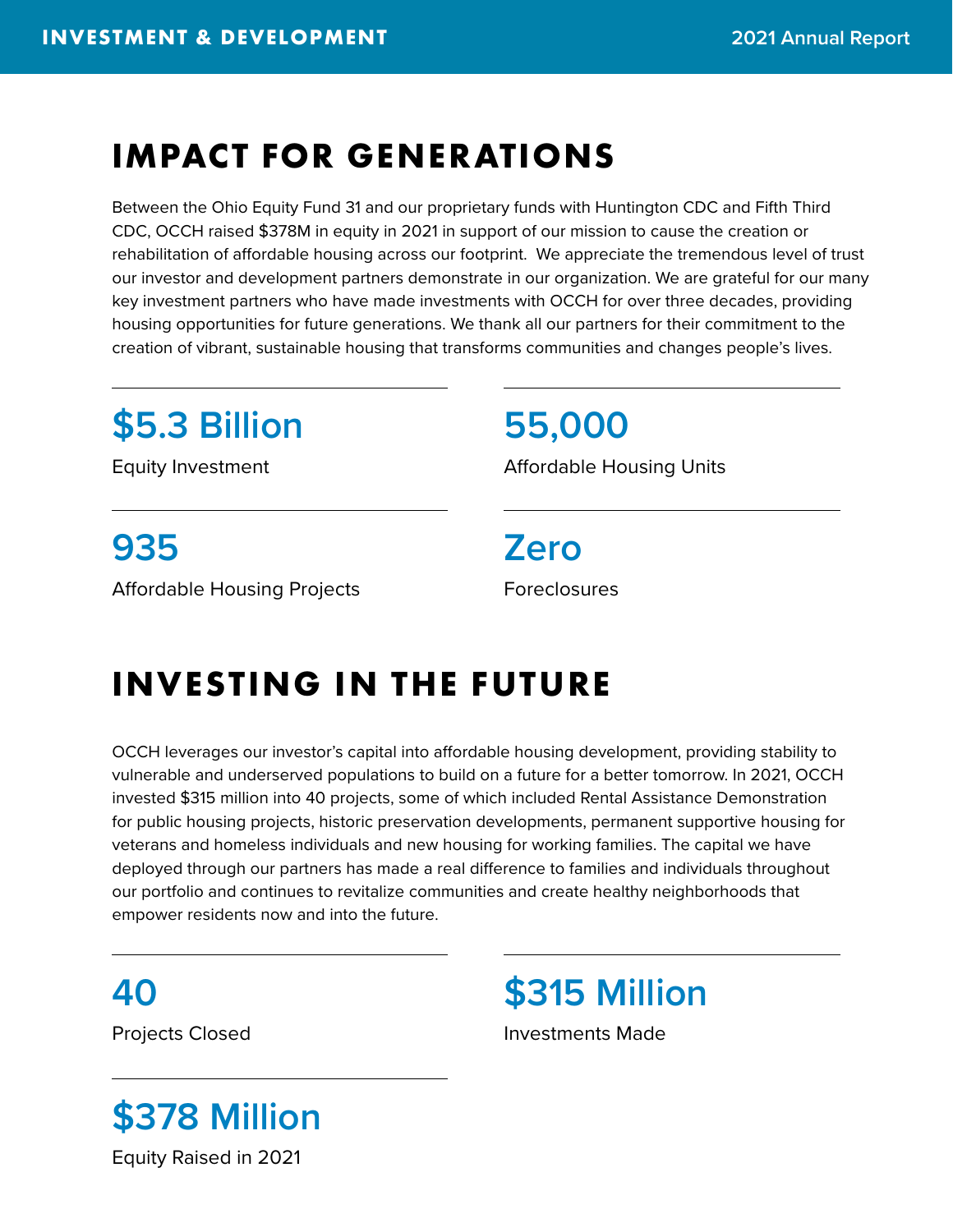# IMPACT FOR GENERATIONS

Between the Ohio Equity Fund 31 and our proprietary funds with Huntington CDC and Fifth Third CDC, OCCH raised $378M in equity in 2021 in support of our mission to cause the creation or rehabilitation of affordable housing across our footprint. We appreciate the tremendous level of trust our investor and development partners demonstrate in our organization. We are grateful for our many key investment partners who have made investments with OCCH for over three decades, providing housing opportunities for future generations. We thank all our partners for their commitment to the creation of vibrant, sustainable housing that transforms communities and changes people's lives.

**$5.3 Billion**
Equity Investment

**55,000**
Affordable Housing Units

**935**
Affordable Housing Projects

**Zero**
Foreclosures

# INVESTING IN THE FUTURE

OCCH leverages our investor's capital into affordable housing development, providing stability to vulnerable and underserved populations to build on a future for a better tomorrow. In 2021, OCCH invested $315 million into 40 projects, some of which included Rental Assistance Demonstration for public housing projects, historic preservation developments, permanent supportive housing for veterans and homeless individuals and new housing for working families. The capital we have deployed through our partners has made a real difference to families and individuals throughout our portfolio and continues to revitalize communities and create healthy neighborhoods that empower residents now and into the future.

**40**
Projects Closed

**$315 Million**
Investments Made

**$378 Million**
Equity Raised in 2021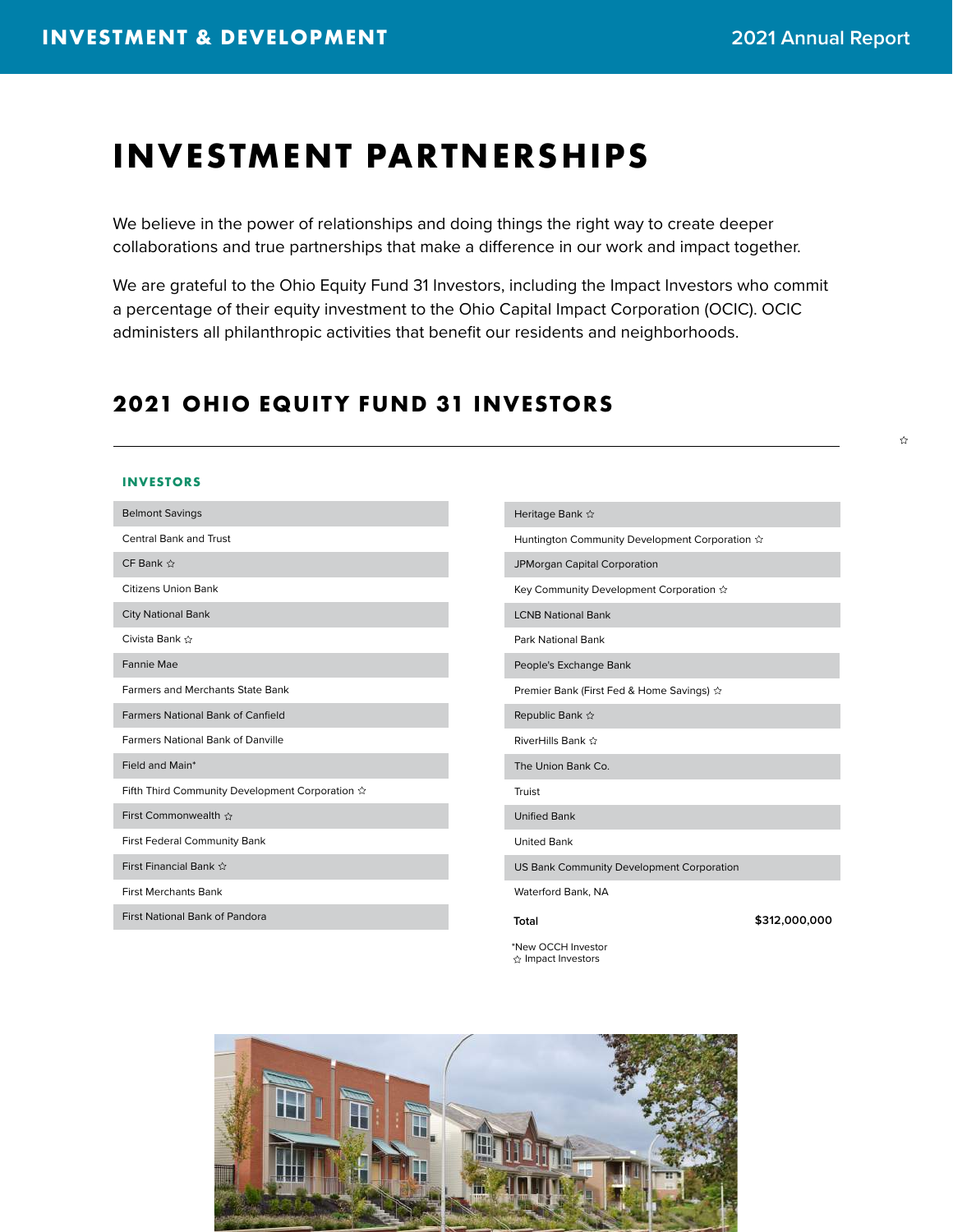# INVESTMENT PARTNERSHIPS

We believe in the power of relationships and doing things the right way to create deeper collaborations and true partnerships that make a difference in our work and impact together.

We are grateful to the Ohio Equity Fund 31 Investors, including the Impact Investors who commit a percentage of their equity investment to the Ohio Capital Impact Corporation (OCIC). OCIC administers all philanthropic activities that benefit our residents and neighborhoods.

## 2021 OHIO EQUITY FUND 31 INVESTORS

### INVESTORS

- Belmont Savings
- Central Bank and Trust
- CF Bank ☆
- Citizens Union Bank
- City National Bank
- Civista Bank ☆
- Fannie Mae
- Farmers and Merchants State Bank
- Farmers National Bank of Canfield
- Farmers National Bank of Danville
- Field and Main*
- Fifth Third Community Development Corporation ☆
- First Commonwealth ☆
- First Federal Community Bank
- First Financial Bank ☆
- First Merchants Bank
- First National Bank of Pandora
- Heritage Bank ☆
- Huntington Community Development Corporation ☆
- JPMorgan Capital Corporation
- Key Community Development Corporation ☆
- LCNB National Bank
- Park National Bank
- People's Exchange Bank
- Premier Bank (First Fed & Home Savings) ☆
- Republic Bank ☆
- RiverHills Bank ☆
- The Union Bank Co.
- Truist
- Unified Bank
- United Bank
- US Bank Community Development Corporation
- Waterford Bank, NA

| **Total** | **$312,000,000** |
|---|---|

*New OCCH Investor
☆ Impact Investors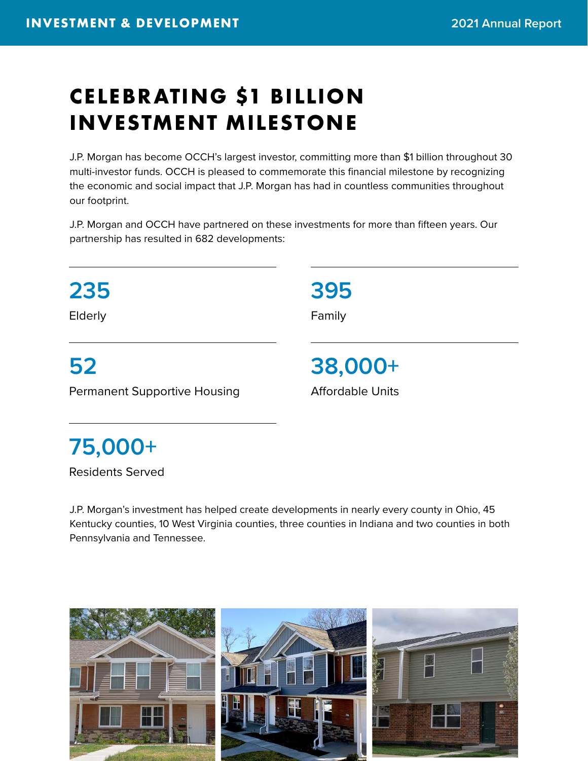# CELEBRATING $1 BILLION INVESTMENT MILESTONE

J.P. Morgan has become OCCH's largest investor, committing more than $1 billion throughout 30 multi-investor funds. OCCH is pleased to commemorate this financial milestone by recognizing the economic and social impact that J.P. Morgan has had in countless communities throughout our footprint.

J.P. Morgan and OCCH have partnered on these investments for more than fifteen years. Our partnership has resulted in 682 developments:

**235**
Elderly

**395**
Family

**52**
Permanent Supportive Housing

**38,000+**
Affordable Units

**75,000+**
Residents Served

J.P. Morgan's investment has helped create developments in nearly every county in Ohio, 45 Kentucky counties, 10 West Virginia counties, three counties in Indiana and two counties in both Pennsylvania and Tennessee.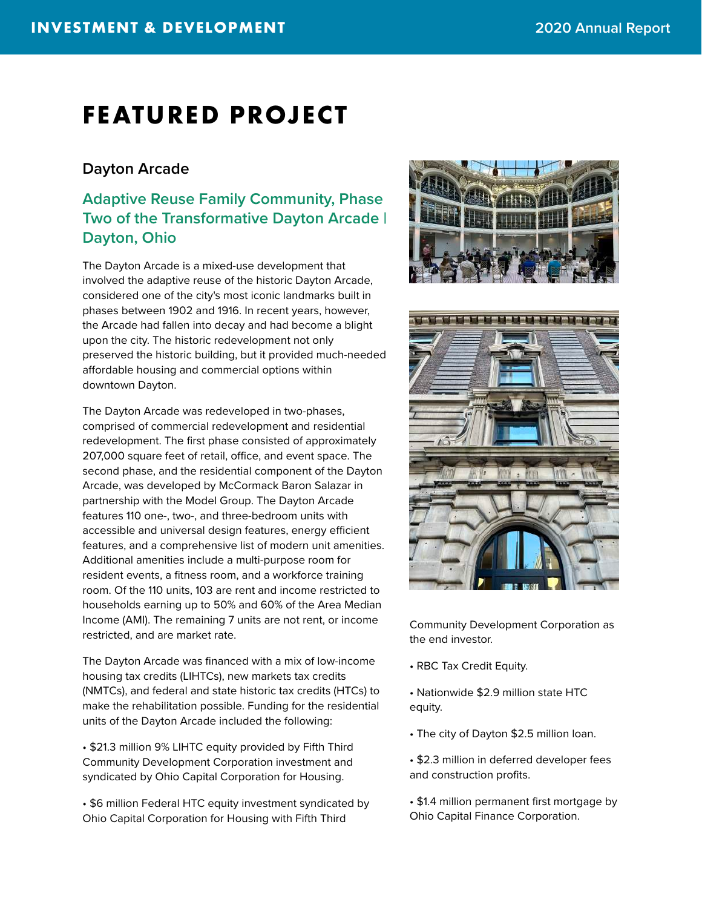# FEATURED PROJECT

### Dayton Arcade

## Adaptive Reuse Family Community, Phase Two of the Transformative Dayton Arcade | Dayton, Ohio

The Dayton Arcade is a mixed-use development that involved the adaptive reuse of the historic Dayton Arcade, considered one of the city's most iconic landmarks built in phases between 1902 and 1916. In recent years, however, the Arcade had fallen into decay and had become a blight upon the city. The historic redevelopment not only preserved the historic building, but it provided much-needed affordable housing and commercial options within downtown Dayton.

The Dayton Arcade was redeveloped in two-phases, comprised of commercial redevelopment and residential redevelopment. The first phase consisted of approximately 207,000 square feet of retail, office, and event space. The second phase, and the residential component of the Dayton Arcade, was developed by McCormack Baron Salazar in partnership with the Model Group. The Dayton Arcade features 110 one-, two-, and three-bedroom units with accessible and universal design features, energy efficient features, and a comprehensive list of modern unit amenities. Additional amenities include a multi-purpose room for resident events, a fitness room, and a workforce training room. Of the 110 units, 103 are rent and income restricted to households earning up to 50% and 60% of the Area Median Income (AMI). The remaining 7 units are not rent, or income restricted, and are market rate.

The Dayton Arcade was financed with a mix of low-income housing tax credits (LIHTCs), new markets tax credits (NMTCs), and federal and state historic tax credits (HTCs) to make the rehabilitation possible. Funding for the residential units of the Dayton Arcade included the following:

- $21.3 million 9% LIHTC equity provided by Fifth Third Community Development Corporation investment and syndicated by Ohio Capital Corporation for Housing.
- $6 million Federal HTC equity investment syndicated by Ohio Capital Corporation for Housing with Fifth Third Community Development Corporation as the end investor.
- RBC Tax Credit Equity.
- Nationwide $2.9 million state HTC equity.
- The city of Dayton $2.5 million loan.
- $2.3 million in deferred developer fees and construction profits.
- $1.4 million permanent first mortgage by Ohio Capital Finance Corporation.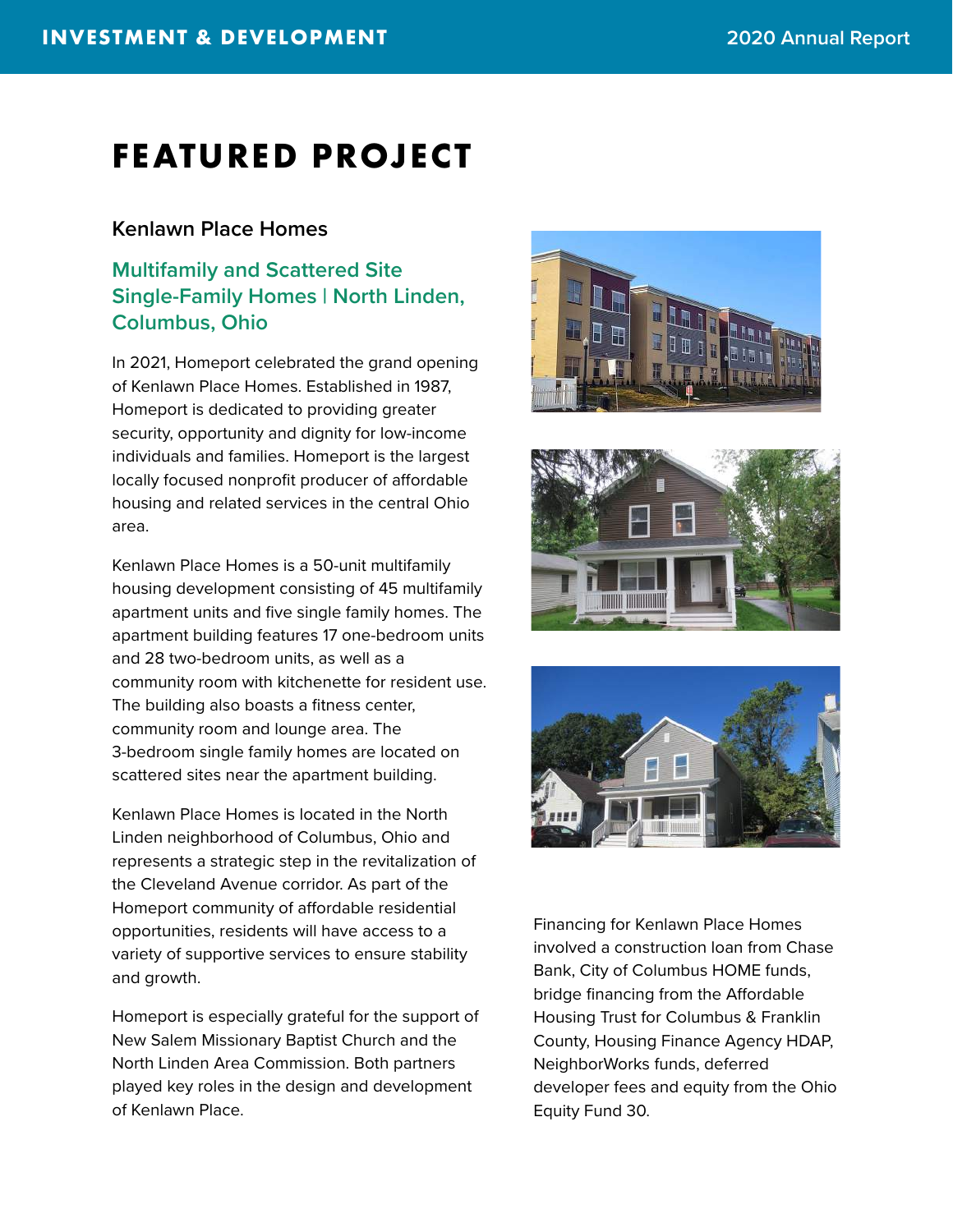# FEATURED PROJECT

### Kenlawn Place Homes

### Multifamily and Scattered Site Single-Family Homes | North Linden, Columbus, Ohio

In 2021, Homeport celebrated the grand opening of Kenlawn Place Homes. Established in 1987, Homeport is dedicated to providing greater security, opportunity and dignity for low-income individuals and families. Homeport is the largest locally focused nonprofit producer of affordable housing and related services in the central Ohio area.

Kenlawn Place Homes is a 50-unit multifamily housing development consisting of 45 multifamily apartment units and five single family homes. The apartment building features 17 one-bedroom units and 28 two-bedroom units, as well as a community room with kitchenette for resident use. The building also boasts a fitness center, community room and lounge area. The 3-bedroom single family homes are located on scattered sites near the apartment building.

Kenlawn Place Homes is located in the North Linden neighborhood of Columbus, Ohio and represents a strategic step in the revitalization of the Cleveland Avenue corridor. As part of the Homeport community of affordable residential opportunities, residents will have access to a variety of supportive services to ensure stability and growth.

Homeport is especially grateful for the support of New Salem Missionary Baptist Church and the North Linden Area Commission. Both partners played key roles in the design and development of Kenlawn Place.

Financing for Kenlawn Place Homes involved a construction loan from Chase Bank, City of Columbus HOME funds, bridge financing from the Affordable Housing Trust for Columbus & Franklin County, Housing Finance Agency HDAP, NeighborWorks funds, deferred developer fees and equity from the Ohio Equity Fund 30.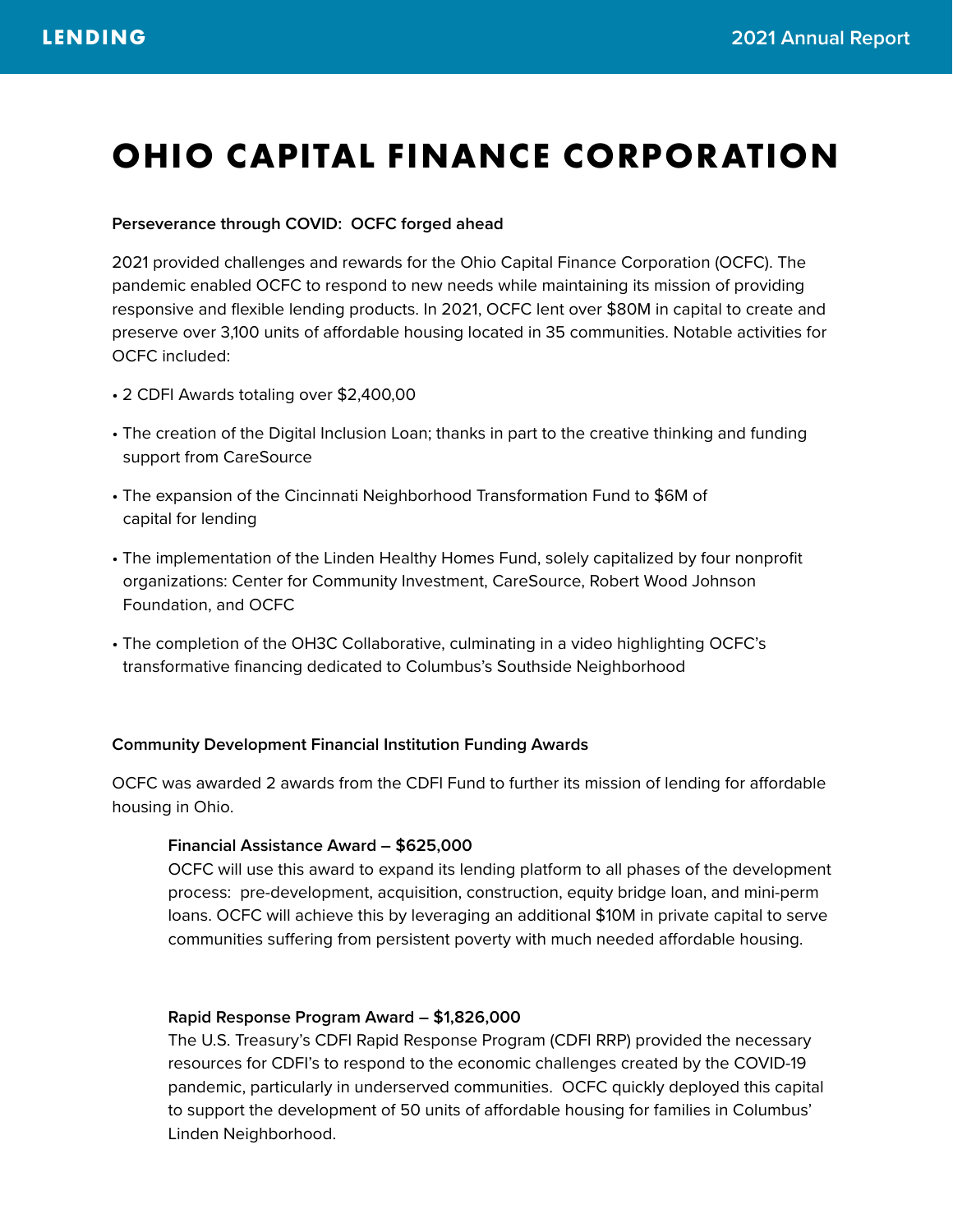# OHIO CAPITAL FINANCE CORPORATION

**Perseverance through COVID: OCFC forged ahead**

2021 provided challenges and rewards for the Ohio Capital Finance Corporation (OCFC). The pandemic enabled OCFC to respond to new needs while maintaining its mission of providing responsive and flexible lending products. In 2021, OCFC lent over $80M in capital to create and preserve over 3,100 units of affordable housing located in 35 communities. Notable activities for OCFC included:

- 2 CDFI Awards totaling over $2,400,00
- The creation of the Digital Inclusion Loan; thanks in part to the creative thinking and funding support from CareSource
- The expansion of the Cincinnati Neighborhood Transformation Fund to $6M of capital for lending
- The implementation of the Linden Healthy Homes Fund, solely capitalized by four nonprofit organizations: Center for Community Investment, CareSource, Robert Wood Johnson Foundation, and OCFC
- The completion of the OH3C Collaborative, culminating in a video highlighting OCFC's transformative financing dedicated to Columbus's Southside Neighborhood

**Community Development Financial Institution Funding Awards**

OCFC was awarded 2 awards from the CDFI Fund to further its mission of lending for affordable housing in Ohio.

**Financial Assistance Award – $625,000**
OCFC will use this award to expand its lending platform to all phases of the development process: pre-development, acquisition, construction, equity bridge loan, and mini-perm loans. OCFC will achieve this by leveraging an additional $10M in private capital to serve communities suffering from persistent poverty with much needed affordable housing.

**Rapid Response Program Award – $1,826,000**
The U.S. Treasury's CDFI Rapid Response Program (CDFI RRP) provided the necessary resources for CDFI's to respond to the economic challenges created by the COVID-19 pandemic, particularly in underserved communities. OCFC quickly deployed this capital to support the development of 50 units of affordable housing for families in Columbus' Linden Neighborhood.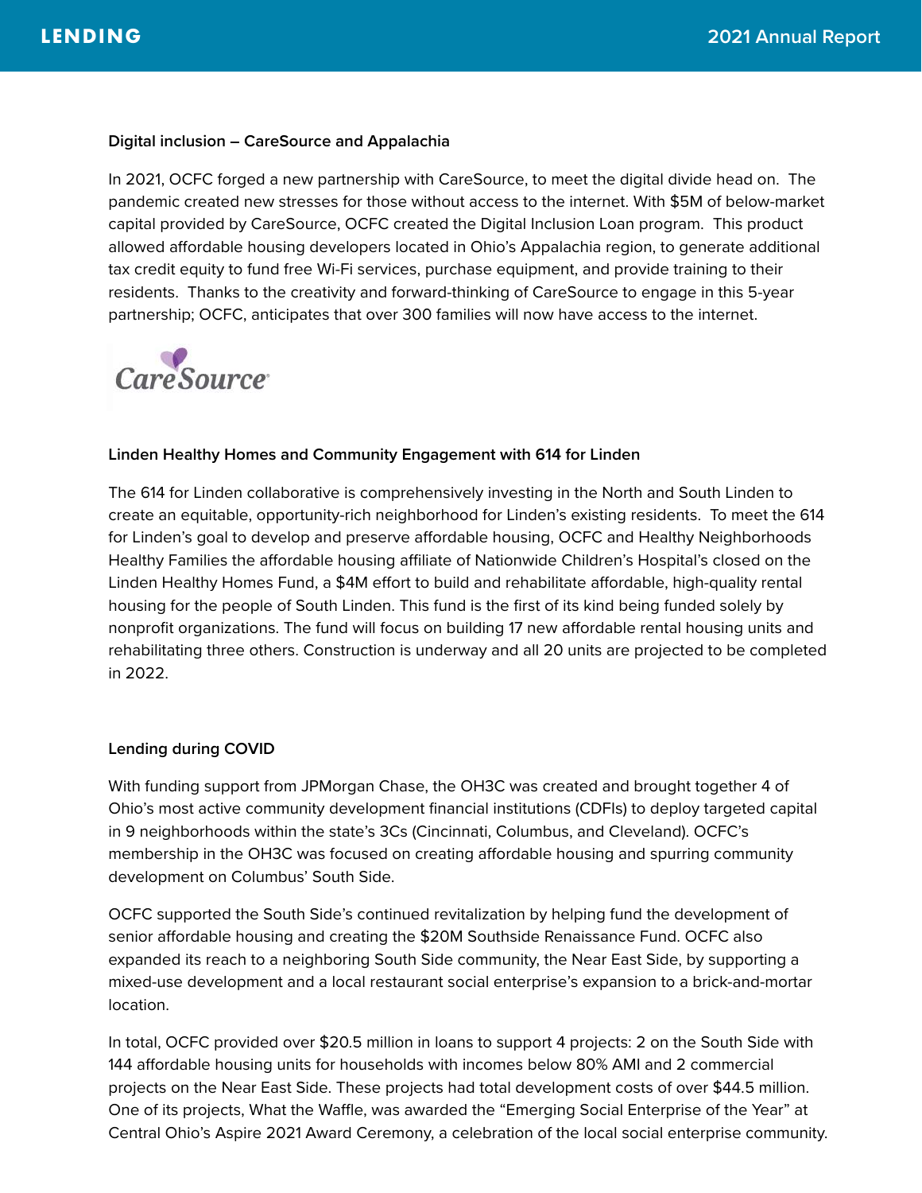### Digital inclusion – CareSource and Appalachia

In 2021, OCFC forged a new partnership with CareSource, to meet the digital divide head on. The pandemic created new stresses for those without access to the internet. With $5M of below-market capital provided by CareSource, OCFC created the Digital Inclusion Loan program. This product allowed affordable housing developers located in Ohio's Appalachia region, to generate additional tax credit equity to fund free Wi-Fi services, purchase equipment, and provide training to their residents. Thanks to the creativity and forward-thinking of CareSource to engage in this 5-year partnership; OCFC, anticipates that over 300 families will now have access to the internet.

### Linden Healthy Homes and Community Engagement with 614 for Linden

The 614 for Linden collaborative is comprehensively investing in the North and South Linden to create an equitable, opportunity-rich neighborhood for Linden's existing residents. To meet the 614 for Linden's goal to develop and preserve affordable housing, OCFC and Healthy Neighborhoods Healthy Families the affordable housing affiliate of Nationwide Children's Hospital's closed on the Linden Healthy Homes Fund, a $4M effort to build and rehabilitate affordable, high-quality rental housing for the people of South Linden. This fund is the first of its kind being funded solely by nonprofit organizations. The fund will focus on building 17 new affordable rental housing units and rehabilitating three others. Construction is underway and all 20 units are projected to be completed in 2022.

### Lending during COVID

With funding support from JPMorgan Chase, the OH3C was created and brought together 4 of Ohio's most active community development financial institutions (CDFIs) to deploy targeted capital in 9 neighborhoods within the state's 3Cs (Cincinnati, Columbus, and Cleveland). OCFC's membership in the OH3C was focused on creating affordable housing and spurring community development on Columbus' South Side.

OCFC supported the South Side's continued revitalization by helping fund the development of senior affordable housing and creating the $20M Southside Renaissance Fund. OCFC also expanded its reach to a neighboring South Side community, the Near East Side, by supporting a mixed-use development and a local restaurant social enterprise's expansion to a brick-and-mortar location.

In total, OCFC provided over $20.5 million in loans to support 4 projects: 2 on the South Side with 144 affordable housing units for households with incomes below 80% AMI and 2 commercial projects on the Near East Side. These projects had total development costs of over $44.5 million. One of its projects, What the Waffle, was awarded the "Emerging Social Enterprise of the Year" at Central Ohio's Aspire 2021 Award Ceremony, a celebration of the local social enterprise community.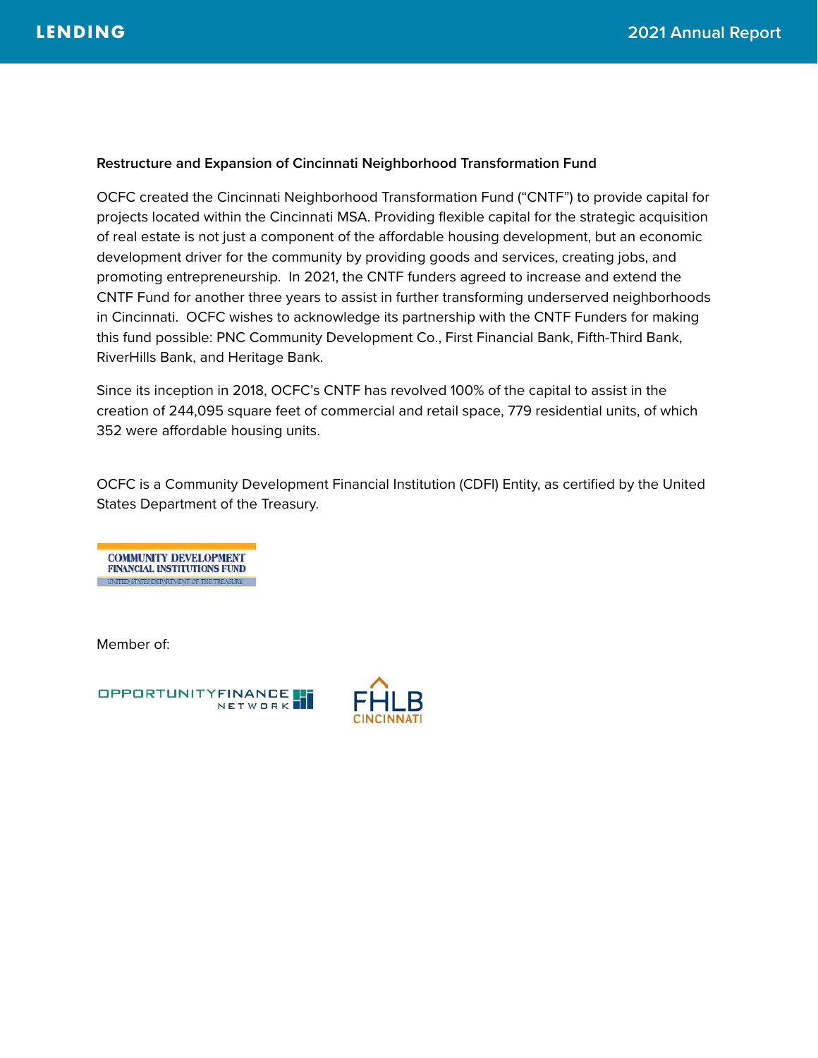**Restructure and Expansion of Cincinnati Neighborhood Transformation Fund**

OCFC created the Cincinnati Neighborhood Transformation Fund ("CNTF") to provide capital for projects located within the Cincinnati MSA. Providing flexible capital for the strategic acquisition of real estate is not just a component of the affordable housing development, but an economic development driver for the community by providing goods and services, creating jobs, and promoting entrepreneurship. In 2021, the CNTF funders agreed to increase and extend the CNTF Fund for another three years to assist in further transforming underserved neighborhoods in Cincinnati. OCFC wishes to acknowledge its partnership with the CNTF Funders for making this fund possible: PNC Community Development Co., First Financial Bank, Fifth-Third Bank, RiverHills Bank, and Heritage Bank.

Since its inception in 2018, OCFC's CNTF has revolved 100% of the capital to assist in the creation of 244,095 square feet of commercial and retail space, 779 residential units, of which 352 were affordable housing units.

OCFC is a Community Development Financial Institution (CDFI) Entity, as certified by the United States Department of the Treasury.

COMMUNITY DEVELOPMENT FINANCIAL INSTITUTIONS FUND
UNITED STATES DEPARTMENT OF THE TREASURY

Member of:

OPPORTUNITY FINANCE NETWORK

FHLB CINCINNATI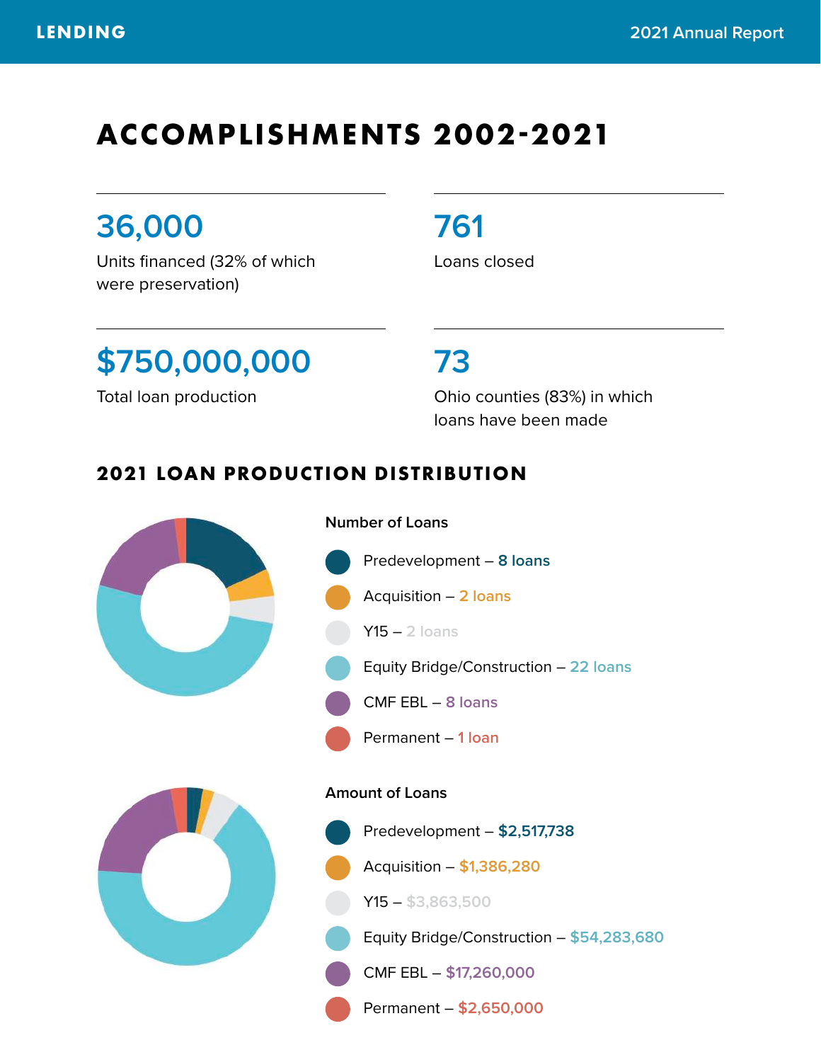# ACCOMPLISHMENTS 2002-2021

**36,000**

Units financed (32% of which were preservation)

**761**

Loans closed

**$750,000,000**

Total loan production

**73**

Ohio counties (83%) in which loans have been made

## 2021 LOAN PRODUCTION DISTRIBUTION

### Number of Loans

- Predevelopment – 8 loans
- Acquisition – 2 loans
- Y15 – 2 loans
- Equity Bridge/Construction – 22 loans
- CMF EBL – 8 loans
- Permanent – 1 loan

### Amount of Loans

- Predevelopment – $2,517,738
- Acquisition – $1,386,280
- Y15 – $3,863,500
- Equity Bridge/Construction – $54,283,680
- CMF EBL – $17,260,000
- Permanent – $2,650,000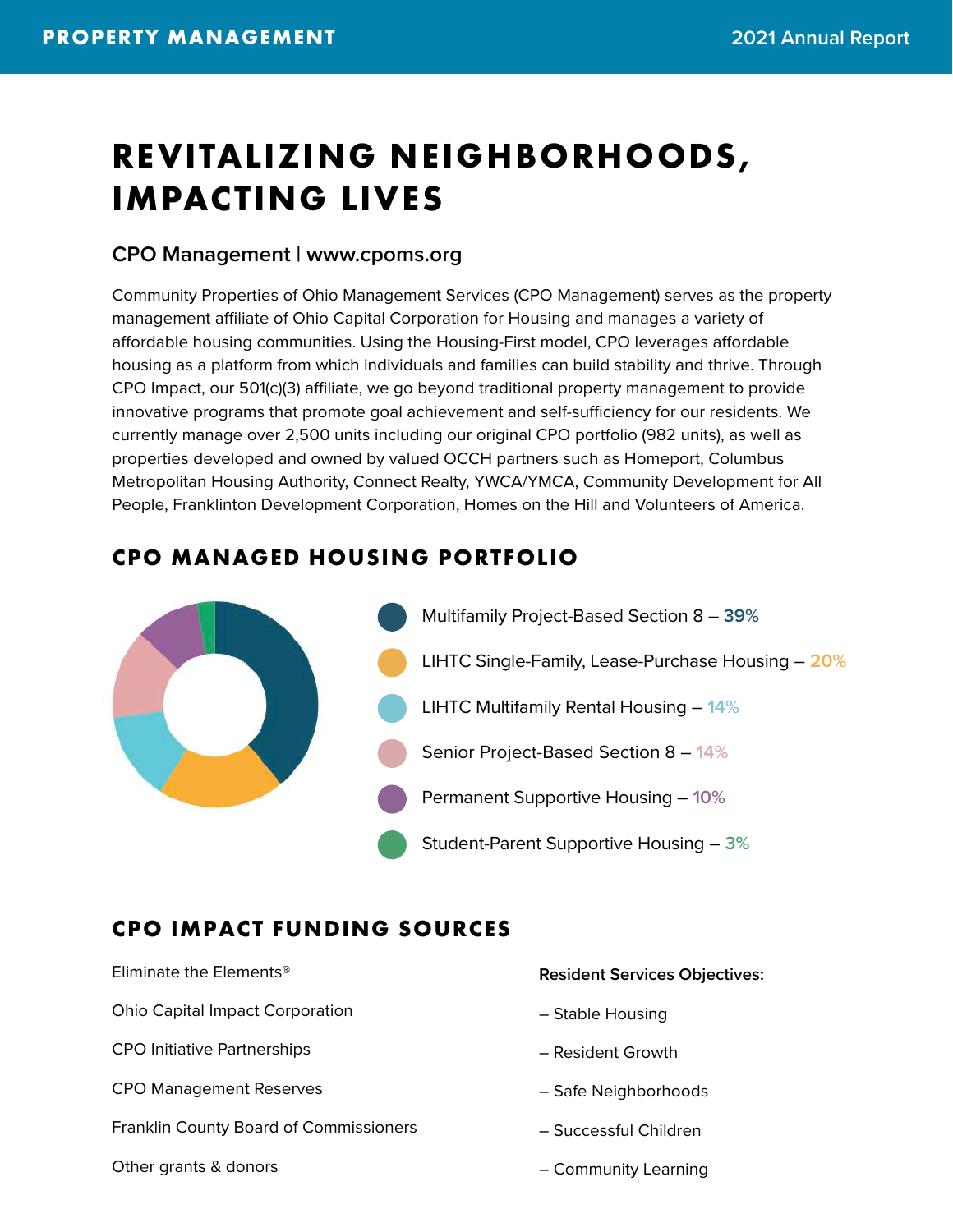# REVITALIZING NEIGHBORHOODS, IMPACTING LIVES

### CPO Management | www.cpoms.org

Community Properties of Ohio Management Services (CPO Management) serves as the property management affiliate of Ohio Capital Corporation for Housing and manages a variety of affordable housing communities. Using the Housing-First model, CPO leverages affordable housing as a platform from which individuals and families can build stability and thrive. Through CPO Impact, our 501(c)(3) affiliate, we go beyond traditional property management to provide innovative programs that promote goal achievement and self-sufficiency for our residents. We currently manage over 2,500 units including our original CPO portfolio (982 units), as well as properties developed and owned by valued OCCH partners such as Homeport, Columbus Metropolitan Housing Authority, Connect Realty, YWCA/YMCA, Community Development for All People, Franklinton Development Corporation, Homes on the Hill and Volunteers of America.

## CPO MANAGED HOUSING PORTFOLIO

- Multifamily Project-Based Section 8 – 39%
- LIHTC Single-Family, Lease-Purchase Housing – 20%
- LIHTC Multifamily Rental Housing – 14%
- Senior Project-Based Section 8 – 14%
- Permanent Supportive Housing – 10%
- Student-Parent Supportive Housing – 3%

## CPO IMPACT FUNDING SOURCES

Eliminate the Elements®

Ohio Capital Impact Corporation

CPO Initiative Partnerships

CPO Management Reserves

Franklin County Board of Commissioners

Other grants & donors

**Resident Services Objectives:**

– Stable Housing

– Resident Growth

– Safe Neighborhoods

– Successful Children

– Community Learning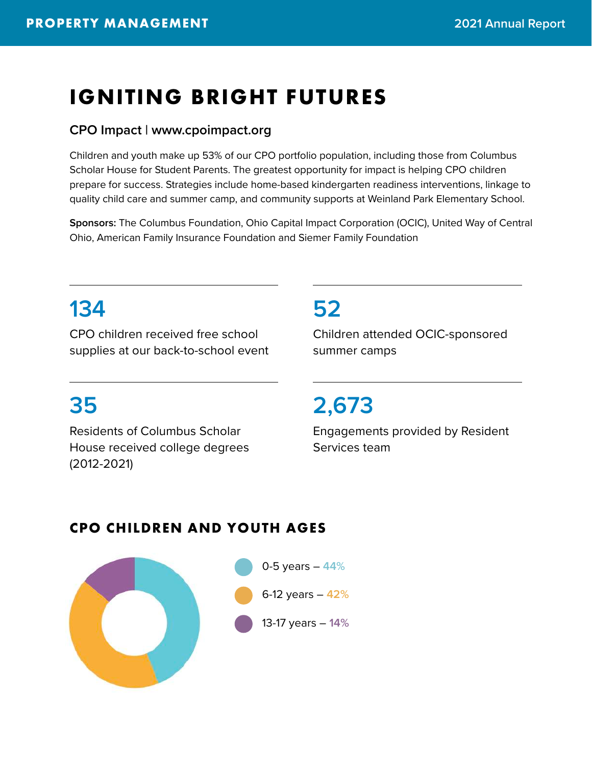# IGNITING BRIGHT FUTURES

**CPO Impact | www.cpoimpact.org**

Children and youth make up 53% of our CPO portfolio population, including those from Columbus Scholar House for Student Parents. The greatest opportunity for impact is helping CPO children prepare for success. Strategies include home-based kindergarten readiness interventions, linkage to quality child care and summer camp, and community supports at Weinland Park Elementary School.

**Sponsors:** The Columbus Foundation, Ohio Capital Impact Corporation (OCIC), United Way of Central Ohio, American Family Insurance Foundation and Siemer Family Foundation

**134**
CPO children received free school supplies at our back-to-school event

**52**
Children attended OCIC-sponsored summer camps

**35**
Residents of Columbus Scholar House received college degrees (2012-2021)

**2,673**
Engagements provided by Resident Services team

## CPO CHILDREN AND YOUTH AGES

- 0-5 years – 44%
- 6-12 years – 42%
- 13-17 years – 14%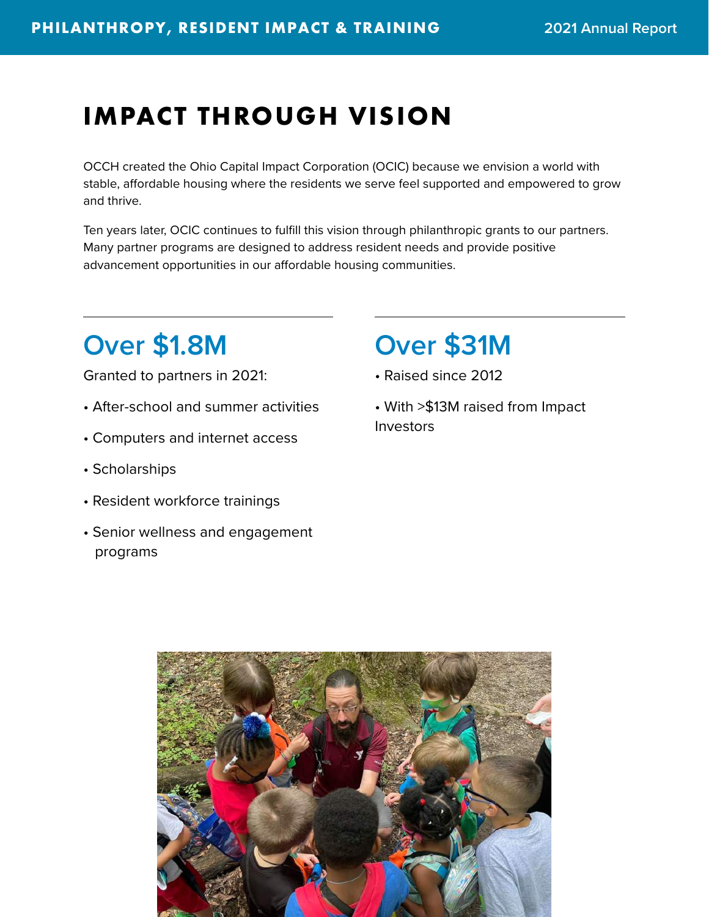# IMPACT THROUGH VISION

OCCH created the Ohio Capital Impact Corporation (OCIC) because we envision a world with stable, affordable housing where the residents we serve feel supported and empowered to grow and thrive.

Ten years later, OCIC continues to fulfill this vision through philanthropic grants to our partners. Many partner programs are designed to address resident needs and provide positive advancement opportunities in our affordable housing communities.

## Over $1.8M

Granted to partners in 2021:

- After-school and summer activities
- Computers and internet access
- Scholarships
- Resident workforce trainings
- Senior wellness and engagement programs

## Over $31M

- Raised since 2012
- With >$13M raised from Impact Investors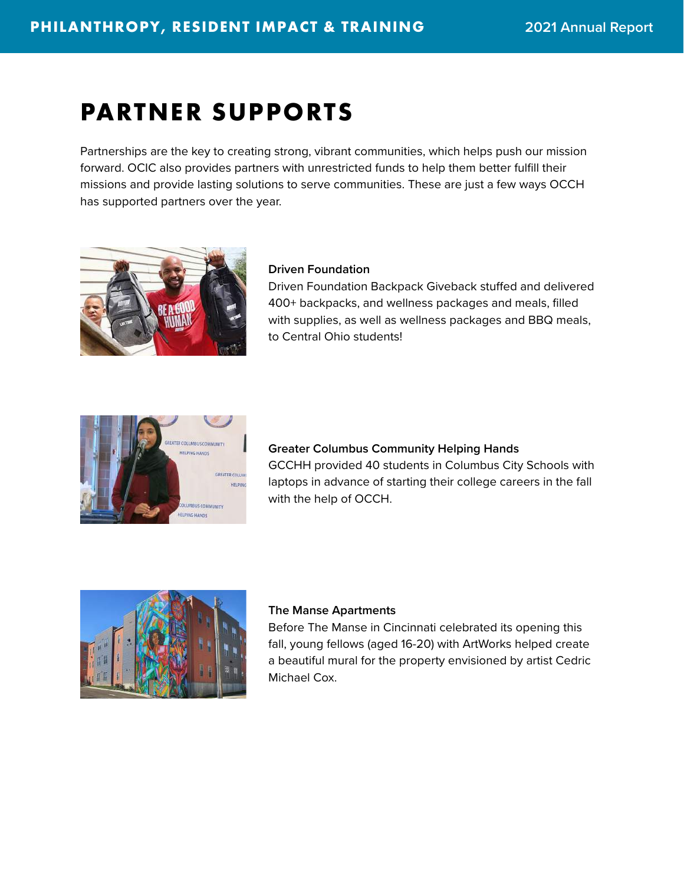# PARTNER SUPPORTS

Partnerships are the key to creating strong, vibrant communities, which helps push our mission forward. OCIC also provides partners with unrestricted funds to help them better fulfill their missions and provide lasting solutions to serve communities. These are just a few ways OCCH has supported partners over the year.

**Driven Foundation**
Driven Foundation Backpack Giveback stuffed and delivered 400+ backpacks, and wellness packages and meals, filled with supplies, as well as wellness packages and BBQ meals, to Central Ohio students!

**Greater Columbus Community Helping Hands**
GCCHH provided 40 students in Columbus City Schools with laptops in advance of starting their college careers in the fall with the help of OCCH.

**The Manse Apartments**
Before The Manse in Cincinnati celebrated its opening this fall, young fellows (aged 16-20) with ArtWorks helped create a beautiful mural for the property envisioned by artist Cedric Michael Cox.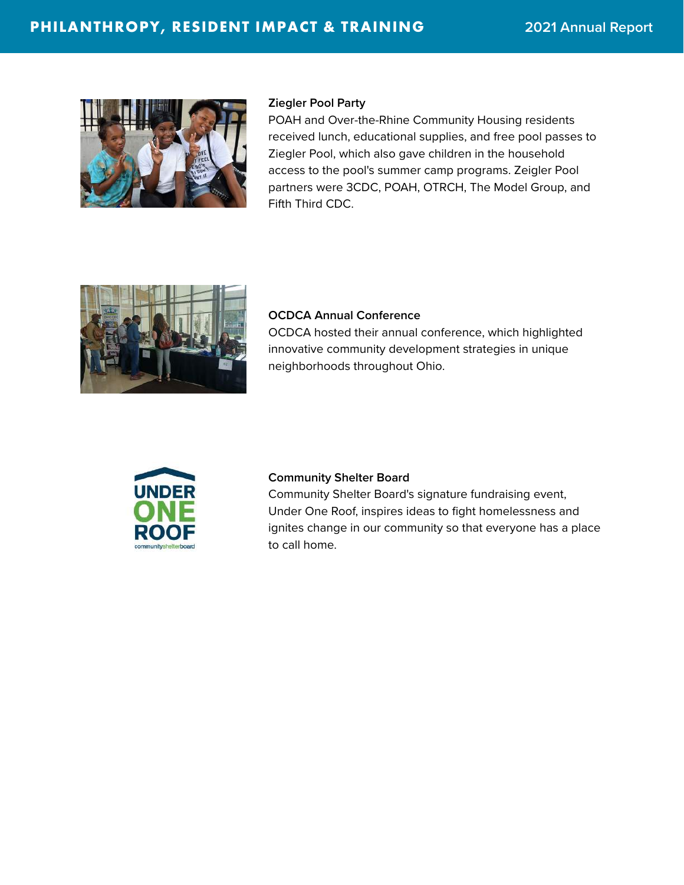### Ziegler Pool Party

POAH and Over-the-Rhine Community Housing residents received lunch, educational supplies, and free pool passes to Ziegler Pool, which also gave children in the household access to the pool's summer camp programs. Zeigler Pool partners were 3CDC, POAH, OTRCH, The Model Group, and Fifth Third CDC.

### OCDCA Annual Conference

OCDCA hosted their annual conference, which highlighted innovative community development strategies in unique neighborhoods throughout Ohio.

### Community Shelter Board

Community Shelter Board's signature fundraising event, Under One Roof, inspires ideas to fight homelessness and ignites change in our community so that everyone has a place to call home.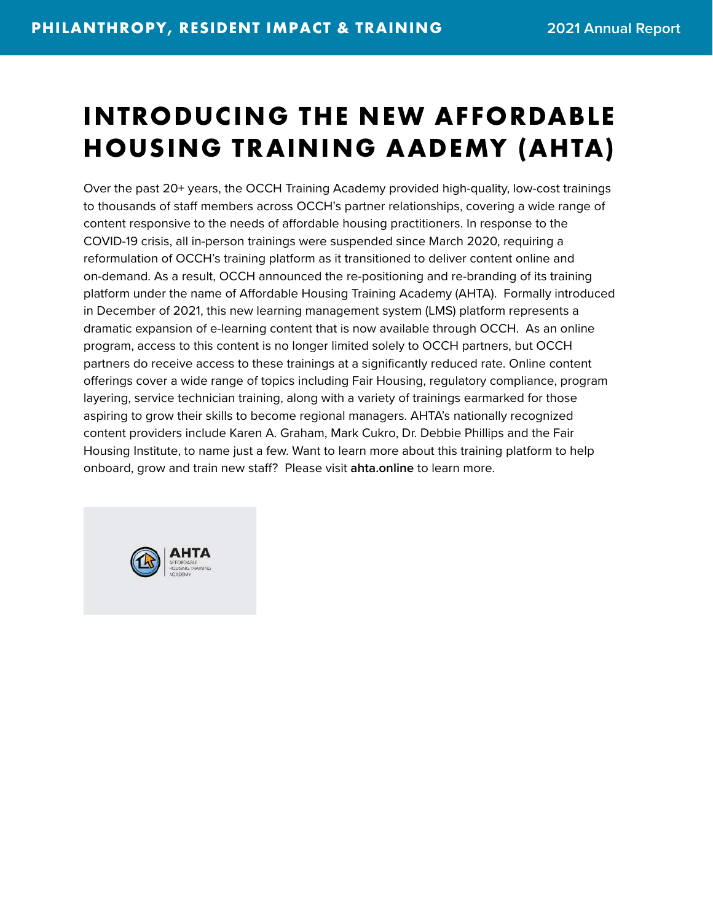# INTRODUCING THE NEW AFFORDABLE HOUSING TRAINING AADEMY (AHTA)

Over the past 20+ years, the OCCH Training Academy provided high-quality, low-cost trainings to thousands of staff members across OCCH's partner relationships, covering a wide range of content responsive to the needs of affordable housing practitioners. In response to the COVID-19 crisis, all in-person trainings were suspended since March 2020, requiring a reformulation of OCCH's training platform as it transitioned to deliver content online and on-demand. As a result, OCCH announced the re-positioning and re-branding of its training platform under the name of Affordable Housing Training Academy (AHTA). Formally introduced in December of 2021, this new learning management system (LMS) platform represents a dramatic expansion of e-learning content that is now available through OCCH. As an online program, access to this content is no longer limited solely to OCCH partners, but OCCH partners do receive access to these trainings at a significantly reduced rate. Online content offerings cover a wide range of topics including Fair Housing, regulatory compliance, program layering, service technician training, along with a variety of trainings earmarked for those aspiring to grow their skills to become regional managers. AHTA's nationally recognized content providers include Karen A. Graham, Mark Cukro, Dr. Debbie Phillips and the Fair Housing Institute, to name just a few. Want to learn more about this training platform to help onboard, grow and train new staff? Please visit **ahta.online** to learn more.

AHTA
AFFORDABLE HOUSING TRAINING ACADEMY